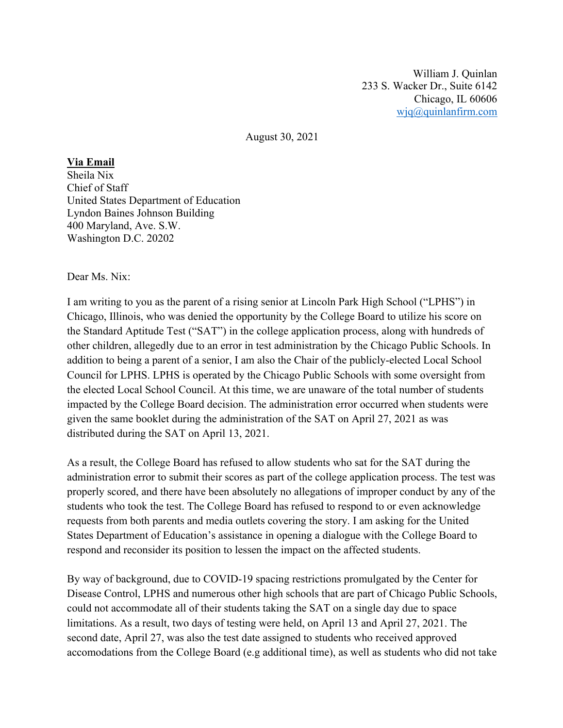William J. Quinlan
233 S. Wacker Dr., Suite 6142
Chicago, IL 60606
wjq@quinlanfirm.com

August 30, 2021

**Via Email**
Sheila Nix
Chief of Staff
United States Department of Education
Lyndon Baines Johnson Building
400 Maryland, Ave. S.W.
Washington D.C. 20202

Dear Ms. Nix:

I am writing to you as the parent of a rising senior at Lincoln Park High School ("LPHS") in Chicago, Illinois, who was denied the opportunity by the College Board to utilize his score on the Standard Aptitude Test ("SAT") in the college application process, along with hundreds of other children, allegedly due to an error in test administration by the Chicago Public Schools. In addition to being a parent of a senior, I am also the Chair of the publicly-elected Local School Council for LPHS. LPHS is operated by the Chicago Public Schools with some oversight from the elected Local School Council. At this time, we are unaware of the total number of students impacted by the College Board decision. The administration error occurred when students were given the same booklet during the administration of the SAT on April 27, 2021 as was distributed during the SAT on April 13, 2021.

As a result, the College Board has refused to allow students who sat for the SAT during the administration error to submit their scores as part of the college application process. The test was properly scored, and there have been absolutely no allegations of improper conduct by any of the students who took the test. The College Board has refused to respond to or even acknowledge requests from both parents and media outlets covering the story. I am asking for the United States Department of Education's assistance in opening a dialogue with the College Board to respond and reconsider its position to lessen the impact on the affected students.

By way of background, due to COVID-19 spacing restrictions promulgated by the Center for Disease Control, LPHS and numerous other high schools that are part of Chicago Public Schools, could not accommodate all of their students taking the SAT on a single day due to space limitations. As a result, two days of testing were held, on April 13 and April 27, 2021. The second date, April 27, was also the test date assigned to students who received approved accomodations from the College Board (e.g additional time), as well as students who did not take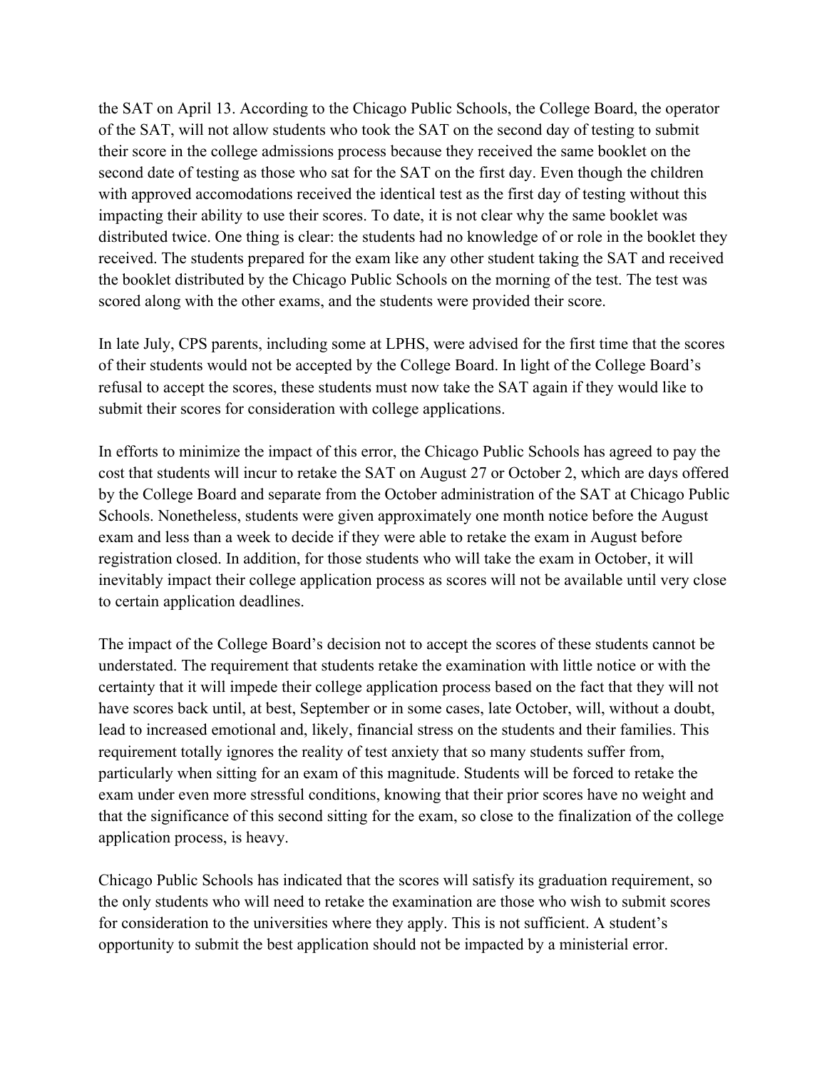the SAT on April 13. According to the Chicago Public Schools, the College Board, the operator of the SAT, will not allow students who took the SAT on the second day of testing to submit their score in the college admissions process because they received the same booklet on the second date of testing as those who sat for the SAT on the first day. Even though the children with approved accomodations received the identical test as the first day of testing without this impacting their ability to use their scores. To date, it is not clear why the same booklet was distributed twice. One thing is clear: the students had no knowledge of or role in the booklet they received. The students prepared for the exam like any other student taking the SAT and received the booklet distributed by the Chicago Public Schools on the morning of the test. The test was scored along with the other exams, and the students were provided their score.

In late July, CPS parents, including some at LPHS, were advised for the first time that the scores of their students would not be accepted by the College Board. In light of the College Board's refusal to accept the scores, these students must now take the SAT again if they would like to submit their scores for consideration with college applications.

In efforts to minimize the impact of this error, the Chicago Public Schools has agreed to pay the cost that students will incur to retake the SAT on August 27 or October 2, which are days offered by the College Board and separate from the October administration of the SAT at Chicago Public Schools. Nonetheless, students were given approximately one month notice before the August exam and less than a week to decide if they were able to retake the exam in August before registration closed. In addition, for those students who will take the exam in October, it will inevitably impact their college application process as scores will not be available until very close to certain application deadlines.

The impact of the College Board's decision not to accept the scores of these students cannot be understated. The requirement that students retake the examination with little notice or with the certainty that it will impede their college application process based on the fact that they will not have scores back until, at best, September or in some cases, late October, will, without a doubt, lead to increased emotional and, likely, financial stress on the students and their families. This requirement totally ignores the reality of test anxiety that so many students suffer from, particularly when sitting for an exam of this magnitude. Students will be forced to retake the exam under even more stressful conditions, knowing that their prior scores have no weight and that the significance of this second sitting for the exam, so close to the finalization of the college application process, is heavy.

Chicago Public Schools has indicated that the scores will satisfy its graduation requirement, so the only students who will need to retake the examination are those who wish to submit scores for consideration to the universities where they apply. This is not sufficient. A student's opportunity to submit the best application should not be impacted by a ministerial error.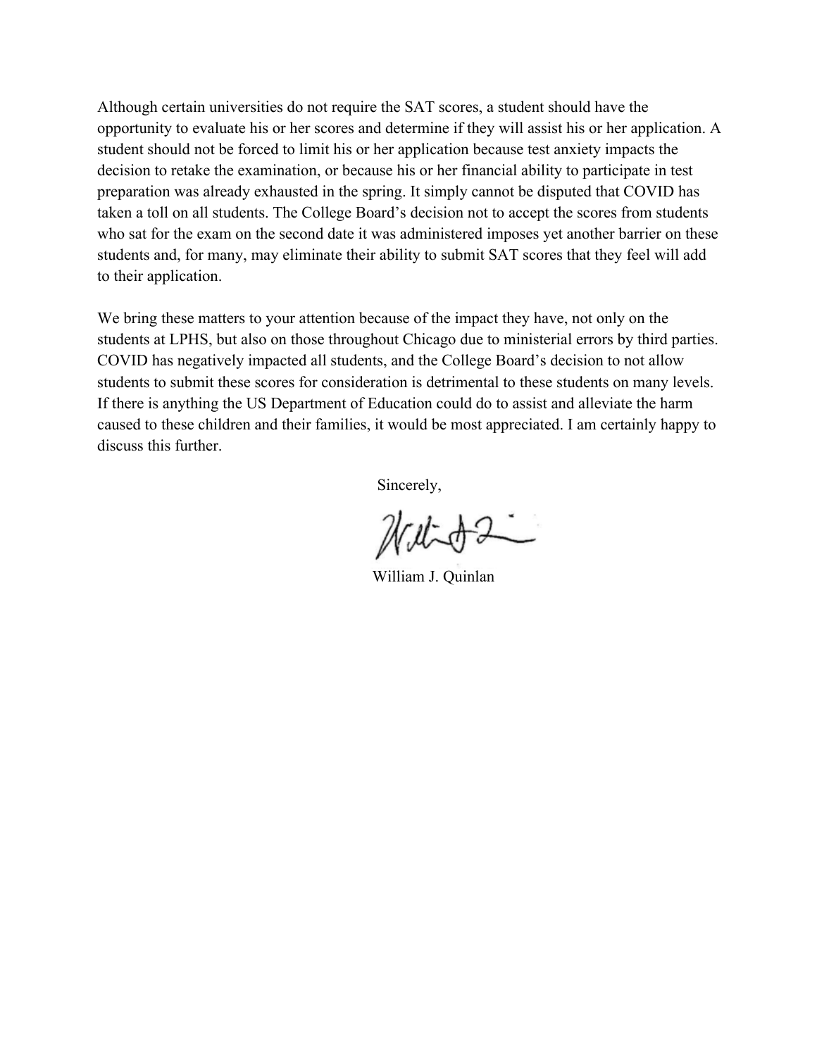Although certain universities do not require the SAT scores, a student should have the opportunity to evaluate his or her scores and determine if they will assist his or her application. A student should not be forced to limit his or her application because test anxiety impacts the decision to retake the examination, or because his or her financial ability to participate in test preparation was already exhausted in the spring. It simply cannot be disputed that COVID has taken a toll on all students. The College Board's decision not to accept the scores from students who sat for the exam on the second date it was administered imposes yet another barrier on these students and, for many, may eliminate their ability to submit SAT scores that they feel will add to their application.

We bring these matters to your attention because of the impact they have, not only on the students at LPHS, but also on those throughout Chicago due to ministerial errors by third parties. COVID has negatively impacted all students, and the College Board's decision to not allow students to submit these scores for consideration is detrimental to these students on many levels. If there is anything the US Department of Education could do to assist and alleviate the harm caused to these children and their families, it would be most appreciated. I am certainly happy to discuss this further.

Sincerely,

William J. Quinlan